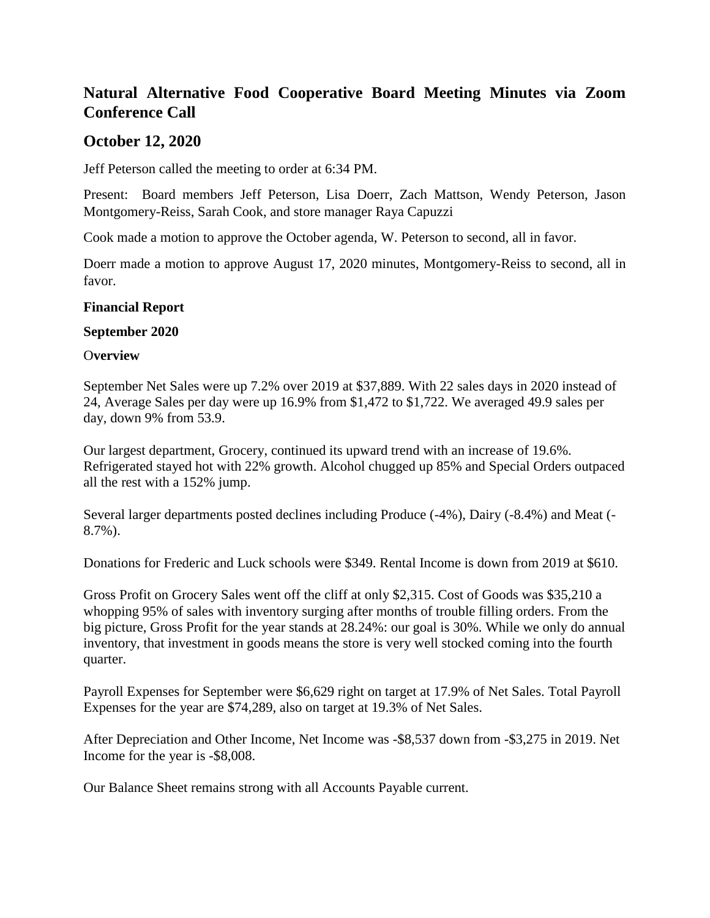## Natural Alternative Food Cooperative Board Meeting Minutes via Zoom Conference Call

## October 12, 2020

Jeff Peterson called the meeting to order at 6:34 PM.

Present: Board members Jeff Peterson, Lisa Doerr, Zach Mattson, Wendy Peterson, Jason Montgomery-Reiss, Sarah Cook, and store manager Raya Capuzzi

Cook made a motion to approve the October agenda, W. Peterson to second, all in favor.

Doerr made a motion to approve August 17, 2020 minutes, Montgomery-Reiss to second, all in favor.

**Financial Report**

**September 2020**

**Overview**

September Net Sales were up 7.2% over 2019 at $37,889. With 22 sales days in 2020 instead of 24, Average Sales per day were up 16.9% from $1,472 to $1,722. We averaged 49.9 sales per day, down 9% from 53.9.

Our largest department, Grocery, continued its upward trend with an increase of 19.6%. Refrigerated stayed hot with 22% growth. Alcohol chugged up 85% and Special Orders outpaced all the rest with a 152% jump.

Several larger departments posted declines including Produce (-4%), Dairy (-8.4%) and Meat (-8.7%).

Donations for Frederic and Luck schools were $349. Rental Income is down from 2019 at $610.

Gross Profit on Grocery Sales went off the cliff at only $2,315. Cost of Goods was $35,210 a whopping 95% of sales with inventory surging after months of trouble filling orders. From the big picture, Gross Profit for the year stands at 28.24%: our goal is 30%. While we only do annual inventory, that investment in goods means the store is very well stocked coming into the fourth quarter.

Payroll Expenses for September were $6,629 right on target at 17.9% of Net Sales. Total Payroll Expenses for the year are $74,289, also on target at 19.3% of Net Sales.

After Depreciation and Other Income, Net Income was -$8,537 down from -$3,275 in 2019. Net Income for the year is -$8,008.

Our Balance Sheet remains strong with all Accounts Payable current.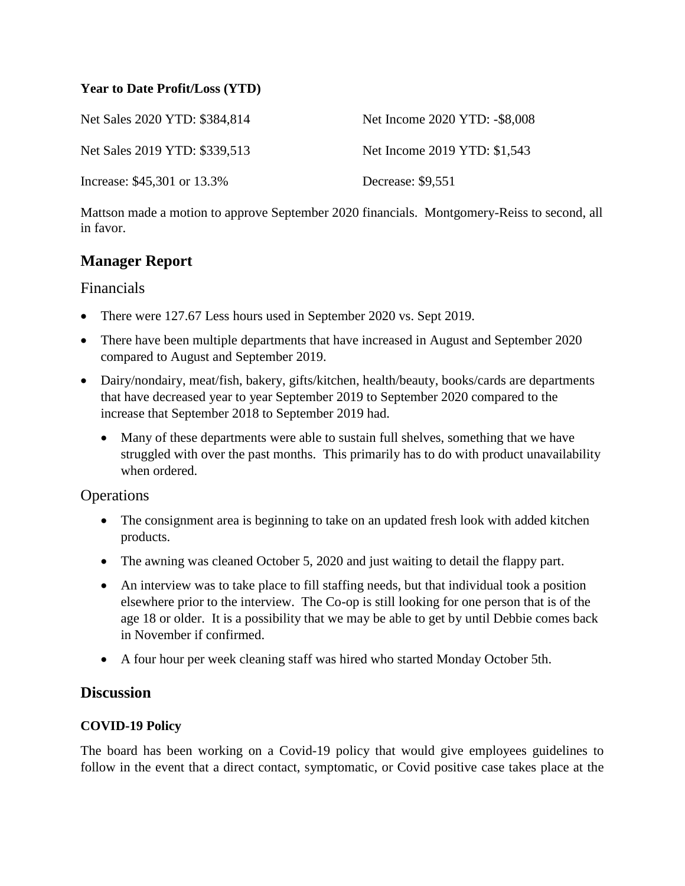**Year to Date Profit/Loss (YTD)**

Net Sales 2020 YTD: $384,814

Net Sales 2019 YTD: $339,513

Increase: $45,301 or 13.3%

Net Income 2020 YTD: -$8,008

Net Income 2019 YTD: $1,543

Decrease: $9,551

Mattson made a motion to approve September 2020 financials. Montgomery-Reiss to second, all in favor.

## Manager Report

### Financials

- There were 127.67 Less hours used in September 2020 vs. Sept 2019.
- There have been multiple departments that have increased in August and September 2020 compared to August and September 2019.
- Dairy/nondairy, meat/fish, bakery, gifts/kitchen, health/beauty, books/cards are departments that have decreased year to year September 2019 to September 2020 compared to the increase that September 2018 to September 2019 had.
  - Many of these departments were able to sustain full shelves, something that we have struggled with over the past months. This primarily has to do with product unavailability when ordered.

### Operations

- The consignment area is beginning to take on an updated fresh look with added kitchen products.
- The awning was cleaned October 5, 2020 and just waiting to detail the flappy part.
- An interview was to take place to fill staffing needs, but that individual took a position elsewhere prior to the interview. The Co-op is still looking for one person that is of the age 18 or older. It is a possibility that we may be able to get by until Debbie comes back in November if confirmed.
- A four hour per week cleaning staff was hired who started Monday October 5th.

## Discussion

**COVID-19 Policy**

The board has been working on a Covid-19 policy that would give employees guidelines to follow in the event that a direct contact, symptomatic, or Covid positive case takes place at the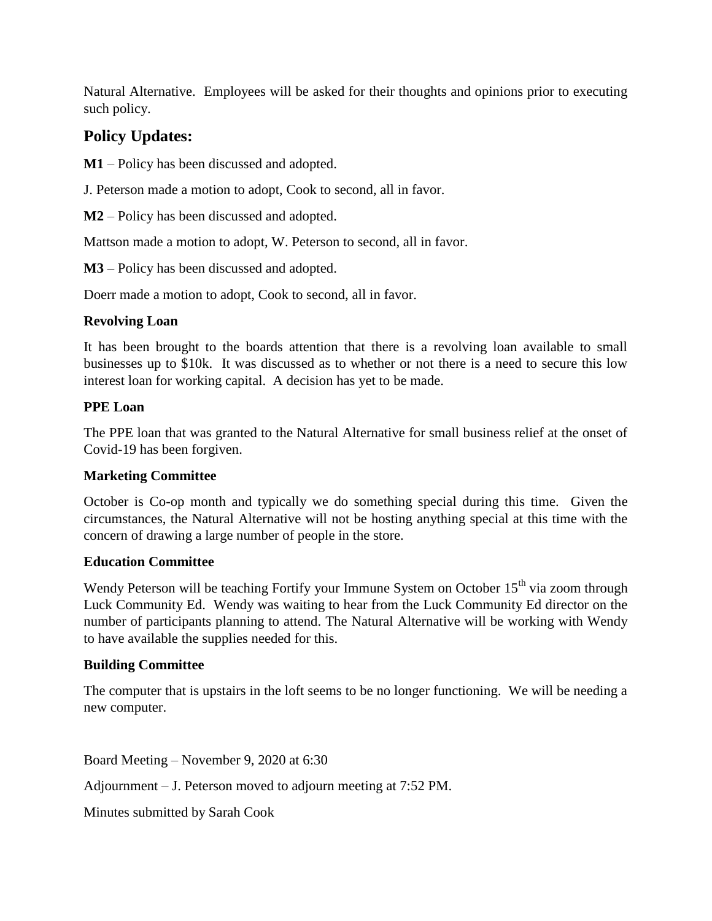Natural Alternative. Employees will be asked for their thoughts and opinions prior to executing such policy.

## Policy Updates:

**M1** – Policy has been discussed and adopted.

J. Peterson made a motion to adopt, Cook to second, all in favor.

**M2** – Policy has been discussed and adopted.

Mattson made a motion to adopt, W. Peterson to second, all in favor.

**M3** – Policy has been discussed and adopted.

Doerr made a motion to adopt, Cook to second, all in favor.

**Revolving Loan**

It has been brought to the boards attention that there is a revolving loan available to small businesses up to $10k. It was discussed as to whether or not there is a need to secure this low interest loan for working capital. A decision has yet to be made.

**PPE Loan**

The PPE loan that was granted to the Natural Alternative for small business relief at the onset of Covid-19 has been forgiven.

**Marketing Committee**

October is Co-op month and typically we do something special during this time. Given the circumstances, the Natural Alternative will not be hosting anything special at this time with the concern of drawing a large number of people in the store.

**Education Committee**

Wendy Peterson will be teaching Fortify your Immune System on October 15th via zoom through Luck Community Ed. Wendy was waiting to hear from the Luck Community Ed director on the number of participants planning to attend. The Natural Alternative will be working with Wendy to have available the supplies needed for this.

**Building Committee**

The computer that is upstairs in the loft seems to be no longer functioning. We will be needing a new computer.

Board Meeting – November 9, 2020 at 6:30

Adjournment – J. Peterson moved to adjourn meeting at 7:52 PM.

Minutes submitted by Sarah Cook